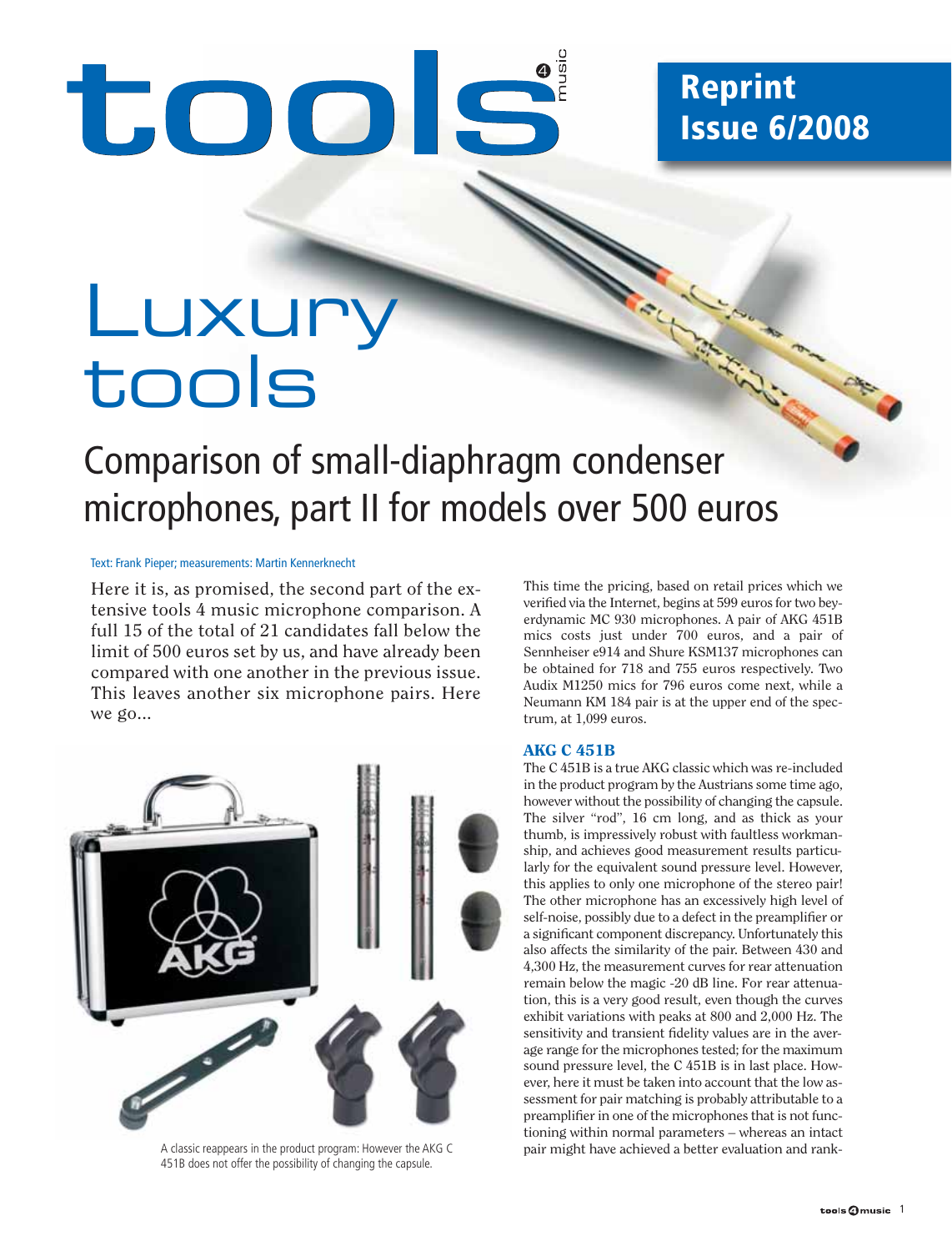# tools 4 music

**Reprint Issue 6/2008**

# Luxury tools

## Comparison of small-diaphragm condenser microphones, part II for models over 500 euros

Text: Frank Pieper; measurements: Martin Kennerknecht

Here it is, as promised, the second part of the extensive tools 4 music microphone comparison. A full 15 of the total of 21 candidates fall below the limit of 500 euros set by us, and have already been compared with one another in the previous issue. This leaves another six microphone pairs. Here we go...

A classic reappears in the product program: However the AKG C 451B does not offer the possibility of changing the capsule.

This time the pricing, based on retail prices which we verified via the Internet, begins at 599 euros for two beyerdynamic MC 930 microphones. A pair of AKG 451B mics costs just under 700 euros, and a pair of Sennheiser e914 and Shure KSM137 microphones can be obtained for 718 and 755 euros respectively. Two Audix M1250 mics for 796 euros come next, while a Neumann KM 184 pair is at the upper end of the spectrum, at 1,099 euros.

### AKG C 451B

The C 451B is a true AKG classic which was re-included in the product program by the Austrians some time ago, however without the possibility of changing the capsule. The silver "rod", 16 cm long, and as thick as your thumb, is impressively robust with faultless workmanship, and achieves good measurement results particularly for the equivalent sound pressure level. However, this applies to only one microphone of the stereo pair! The other microphone has an excessively high level of self-noise, possibly due to a defect in the preamplifier or a significant component discrepancy. Unfortunately this also affects the similarity of the pair. Between 430 and 4,300 Hz, the measurement curves for rear attenuation remain below the magic -20 dB line. For rear attenuation, this is a very good result, even though the curves exhibit variations with peaks at 800 and 2,000 Hz. The sensitivity and transient fidelity values are in the average range for the microphones tested; for the maximum sound pressure level, the C 451B is in last place. However, here it must be taken into account that the low assessment for pair matching is probably attributable to a preamplifier in one of the microphones that is not functioning within normal parameters – whereas an intact pair might have achieved a better evaluation and rank-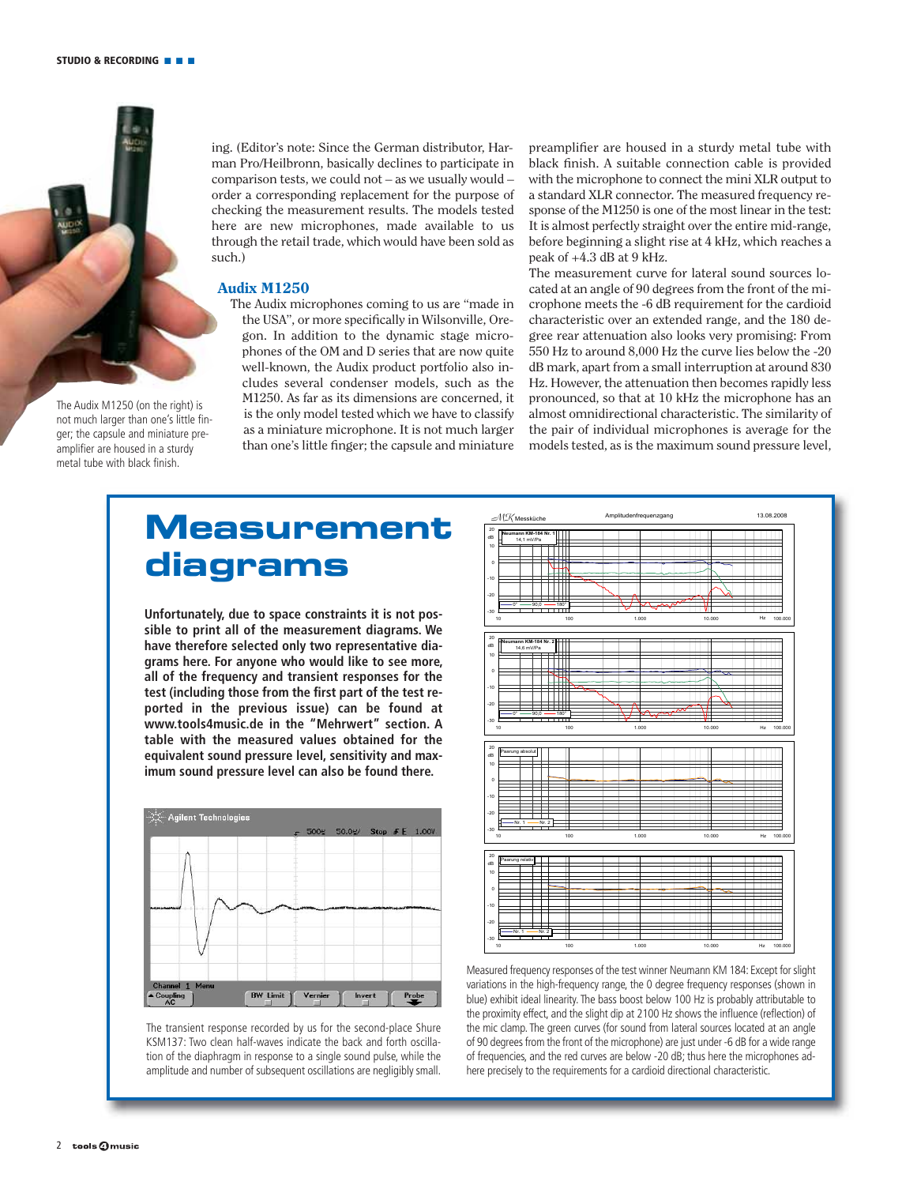ing. (Editor's note: Since the German distributor, Harman Pro/Heilbronn, basically declines to participate in comparison tests, we could not – as we usually would – order a corresponding replacement for the purpose of checking the measurement results. The models tested here are new microphones, made available to us through the retail trade, which would have been sold as such.)

The Audix M1250 (on the right) is not much larger than one's little finger; the capsule and miniature preamplifier are housed in a sturdy metal tube with black finish.

## Audix M1250

The Audix microphones coming to us are "made in the USA", or more specifically in Wilsonville, Oregon. In addition to the dynamic stage microphones of the OM and D series that are now quite well-known, the Audix product portfolio also includes several condenser models, such as the M1250. As far as its dimensions are concerned, it is the only model tested which we have to classify as a miniature microphone. It is not much larger than one's little finger; the capsule and miniature preamplifier are housed in a sturdy metal tube with black finish. A suitable connection cable is provided with the microphone to connect the mini XLR output to a standard XLR connector. The measured frequency response of the M1250 is one of the most linear in the test: It is almost perfectly straight over the entire mid-range, before beginning a slight rise at 4 kHz, which reaches a peak of +4.3 dB at 9 kHz.

The measurement curve for lateral sound sources located at an angle of 90 degrees from the front of the microphone meets the -6 dB requirement for the cardioid characteristic over an extended range, and the 180 degree rear attenuation also looks very promising: From 550 Hz to around 8,000 Hz the curve lies below the -20 dB mark, apart from a small interruption at around 830 Hz. However, the attenuation then becomes rapidly less pronounced, so that at 10 kHz the microphone has an almost omnidirectional characteristic. The similarity of the pair of individual microphones is average for the models tested, as is the maximum sound pressure level,

# Measurement diagrams

**Unfortunately, due to space constraints it is not possible to print all of the measurement diagrams. We have therefore selected only two representative diagrams here. For anyone who would like to see more, all of the frequency and transient responses for the test (including those from the first part of the test reported in the previous issue) can be found at www.tools4music.de in the "Mehrwert" section. A table with the measured values obtained for the equivalent sound pressure level, sensitivity and maximum sound pressure level can also be found there.**

The transient response recorded by us for the second-place Shure KSM137: Two clean half-waves indicate the back and forth oscillation of the diaphragm in response to a single sound pulse, while the amplitude and number of subsequent oscillations are negligibly small.

Measured frequency responses of the test winner Neumann KM 184: Except for slight variations in the high-frequency range, the 0 degree frequency responses (shown in blue) exhibit ideal linearity. The bass boost below 100 Hz is probably attributable to the proximity effect, and the slight dip at 2100 Hz shows the influence (reflection) of the mic clamp. The green curves (for sound from lateral sources located at an angle of 90 degrees from the front of the microphone) are just under -6 dB for a wide range of frequencies, and the red curves are below -20 dB; thus here the microphones adhere precisely to the requirements for a cardioid directional characteristic.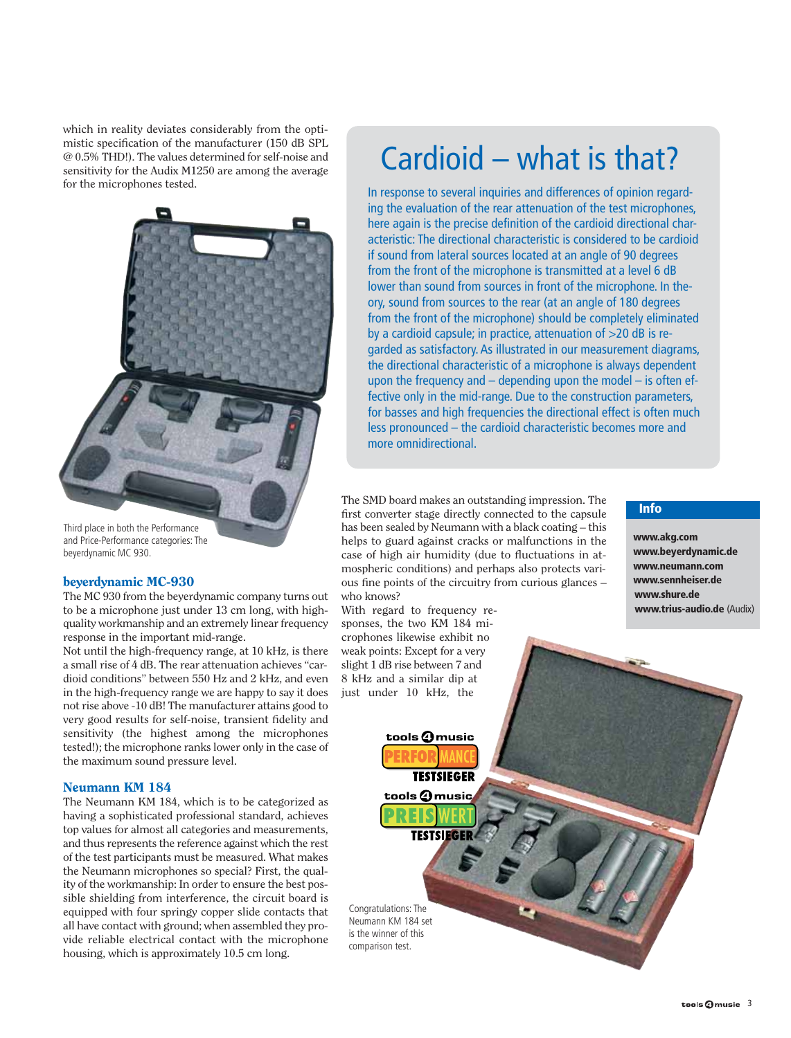which in reality deviates considerably from the optimistic specification of the manufacturer (150 dB SPL @ 0.5% THD!). The values determined for self-noise and sensitivity for the Audix M1250 are among the average for the microphones tested.

Third place in both the Performance and Price-Performance categories: The beyerdynamic MC 930.

### beyerdynamic MC-930

The MC 930 from the beyerdynamic company turns out to be a microphone just under 13 cm long, with high-quality workmanship and an extremely linear frequency response in the important mid-range.

Not until the high-frequency range, at 10 kHz, is there a small rise of 4 dB. The rear attenuation achieves "cardioid conditions" between 550 Hz and 2 kHz, and even in the high-frequency range we are happy to say it does not rise above -10 dB! The manufacturer attains good to very good results for self-noise, transient fidelity and sensitivity (the highest among the microphones tested!); the microphone ranks lower only in the case of the maximum sound pressure level.

### Neumann KM 184

The Neumann KM 184, which is to be categorized as having a sophisticated professional standard, achieves top values for almost all categories and measurements, and thus represents the reference against which the rest of the test participants must be measured. What makes the Neumann microphones so special? First, the quality of the workmanship: In order to ensure the best possible shielding from interference, the circuit board is equipped with four springy copper slide contacts that all have contact with ground; when assembled they provide reliable electrical contact with the microphone housing, which is approximately 10.5 cm long.

## Cardioid – what is that?

In response to several inquiries and differences of opinion regarding the evaluation of the rear attenuation of the test microphones, here again is the precise definition of the cardioid directional characteristic: The directional characteristic is considered to be cardioid if sound from lateral sources located at an angle of 90 degrees from the front of the microphone is transmitted at a level 6 dB lower than sound from sources in front of the microphone. In theory, sound from sources to the rear (at an angle of 180 degrees from the front of the microphone) should be completely eliminated by a cardioid capsule; in practice, attenuation of >20 dB is regarded as satisfactory. As illustrated in our measurement diagrams, the directional characteristic of a microphone is always dependent upon the frequency and – depending upon the model – is often effective only in the mid-range. Due to the construction parameters, for basses and high frequencies the directional effect is often much less pronounced – the cardioid characteristic becomes more and more omnidirectional.

The SMD board makes an outstanding impression. The first converter stage directly connected to the capsule has been sealed by Neumann with a black coating – this helps to guard against cracks or malfunctions in the case of high air humidity (due to fluctuations in atmospheric conditions) and perhaps also protects various fine points of the circuitry from curious glances – who knows?

With regard to frequency responses, the two KM 184 microphones likewise exhibit no weak points: Except for a very slight 1 dB rise between 7 and 8 kHz and a similar dip at just under 10 kHz, the

tools 4 music PERFORMANCE TESTSIEGER

tools 4 music PREISWERT TESTSIEGER

Congratulations: The Neumann KM 184 set is the winner of this comparison test.

**Info**

**www.akg.com**
**www.beyerdynamic.de**
**www.neumann.com**
**www.sennheiser.de**
**www.shure.de**
**www.trius-audio.de** (Audix)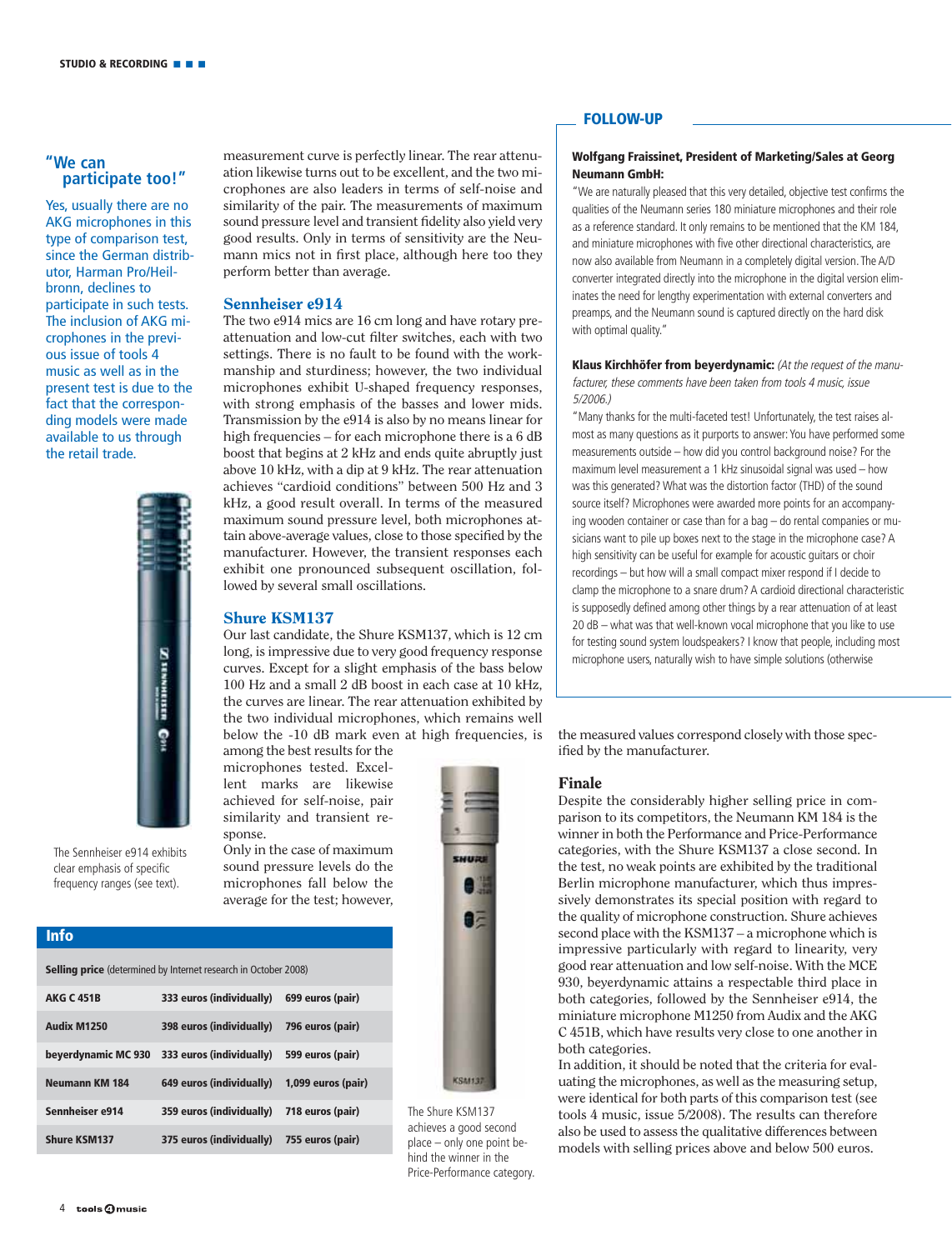## "We can participate too!"

Yes, usually there are no AKG microphones in this type of comparison test, since the German distributor, Harman Pro/Heilbronn, declines to participate in such tests. The inclusion of AKG microphones in the previous issue of tools 4 music as well as in the present test is due to the fact that the corresponding models were made available to us through the retail trade.

The Sennheiser e914 exhibits clear emphasis of specific frequency ranges (see text).

measurement curve is perfectly linear. The rear attenuation likewise turns out to be excellent, and the two microphones are also leaders in terms of self-noise and similarity of the pair. The measurements of maximum sound pressure level and transient fidelity also yield very good results. Only in terms of sensitivity are the Neumann mics not in first place, although here too they perform better than average.

### Sennheiser e914

The two e914 mics are 16 cm long and have rotary pre-attenuation and low-cut filter switches, each with two settings. There is no fault to be found with the workmanship and sturdiness; however, the two individual microphones exhibit U-shaped frequency responses, with strong emphasis of the basses and lower mids. Transmission by the e914 is also by no means linear for high frequencies – for each microphone there is a 6 dB boost that begins at 2 kHz and ends quite abruptly just above 10 kHz, with a dip at 9 kHz. The rear attenuation achieves "cardioid conditions" between 500 Hz and 3 kHz, a good result overall. In terms of the measured maximum sound pressure level, both microphones attain above-average values, close to those specified by the manufacturer. However, the transient responses each exhibit one pronounced subsequent oscillation, followed by several small oscillations.

### Shure KSM137

Our last candidate, the Shure KSM137, which is 12 cm long, is impressive due to very good frequency response curves. Except for a slight emphasis of the bass below 100 Hz and a small 2 dB boost in each case at 10 kHz, the curves are linear. The rear attenuation exhibited by the two individual microphones, which remains well below the -10 dB mark even at high frequencies, is among the best results for the microphones tested. Excellent marks are likewise achieved for self-noise, pair similarity and transient response.

Only in the case of maximum sound pressure levels do the microphones fall below the average for the test; however, the measured values correspond closely with those specified by the manufacturer.

The Shure KSM137 achieves a good second place – only one point behind the winner in the Price-Performance category.

### Info

**Selling price** (determined by Internet research in October 2008)

| | | |
|---|---|---|
| **AKG C 451B** | **333 euros (individually)** | **699 euros (pair)** |
| **Audix M1250** | **398 euros (individually)** | **796 euros (pair)** |
| **beyerdynamic MC 930** | **333 euros (individually)** | **599 euros (pair)** |
| **Neumann KM 184** | **649 euros (individually)** | **1,099 euros (pair)** |
| **Sennheiser e914** | **359 euros (individually)** | **718 euros (pair)** |
| **Shure KSM137** | **375 euros (individually)** | **755 euros (pair)** |

## FOLLOW-UP

**Wolfgang Fraissinet, President of Marketing/Sales at Georg Neumann GmbH:**

"We are naturally pleased that this very detailed, objective test confirms the qualities of the Neumann series 180 miniature microphones and their role as a reference standard. It only remains to be mentioned that the KM 184, and miniature microphones with five other directional characteristics, are now also available from Neumann in a completely digital version. The A/D converter integrated directly into the microphone in the digital version eliminates the need for lengthy experimentation with external converters and preamps, and the Neumann sound is captured directly on the hard disk with optimal quality."

**Klaus Kirchhöfer from beyerdynamic:** *(At the request of the manufacturer, these comments have been taken from tools 4 music, issue 5/2006.)*

"Many thanks for the multi-faceted test! Unfortunately, the test raises almost as many questions as it purports to answer: You have performed some measurements outside – how did you control background noise? For the maximum level measurement a 1 kHz sinusoidal signal was used – how was this generated? What was the distortion factor (THD) of the sound source itself? Microphones were awarded more points for an accompanying wooden container or case than for a bag – do rental companies or musicians want to pile up boxes next to the stage in the microphone case? A high sensitivity can be useful for example for acoustic guitars or choir recordings – but how will a small compact mixer respond if I decide to clamp the microphone to a snare drum? A cardioid directional characteristic is supposedly defined among other things by a rear attenuation of at least 20 dB – what was that well-known vocal microphone that you like to use for testing sound system loudspeakers? I know that people, including most microphone users, naturally wish to have simple solutions (otherwise

### Finale

Despite the considerably higher selling price in comparison to its competitors, the Neumann KM 184 is the winner in both the Performance and Price-Performance categories, with the Shure KSM137 a close second. In the test, no weak points are exhibited by the traditional Berlin microphone manufacturer, which thus impressively demonstrates its special position with regard to the quality of microphone construction. Shure achieves second place with the KSM137 – a microphone which is impressive particularly with regard to linearity, very good rear attenuation and low self-noise. With the MCE 930, beyerdynamic attains a respectable third place in both categories, followed by the Sennheiser e914, the miniature microphone M1250 from Audix and the AKG C 451B, which have results very close to one another in both categories.

In addition, it should be noted that the criteria for evaluating the microphones, as well as the measuring setup, were identical for both parts of this comparison test (see tools 4 music, issue 5/2008). The results can therefore also be used to assess the qualitative differences between models with selling prices above and below 500 euros.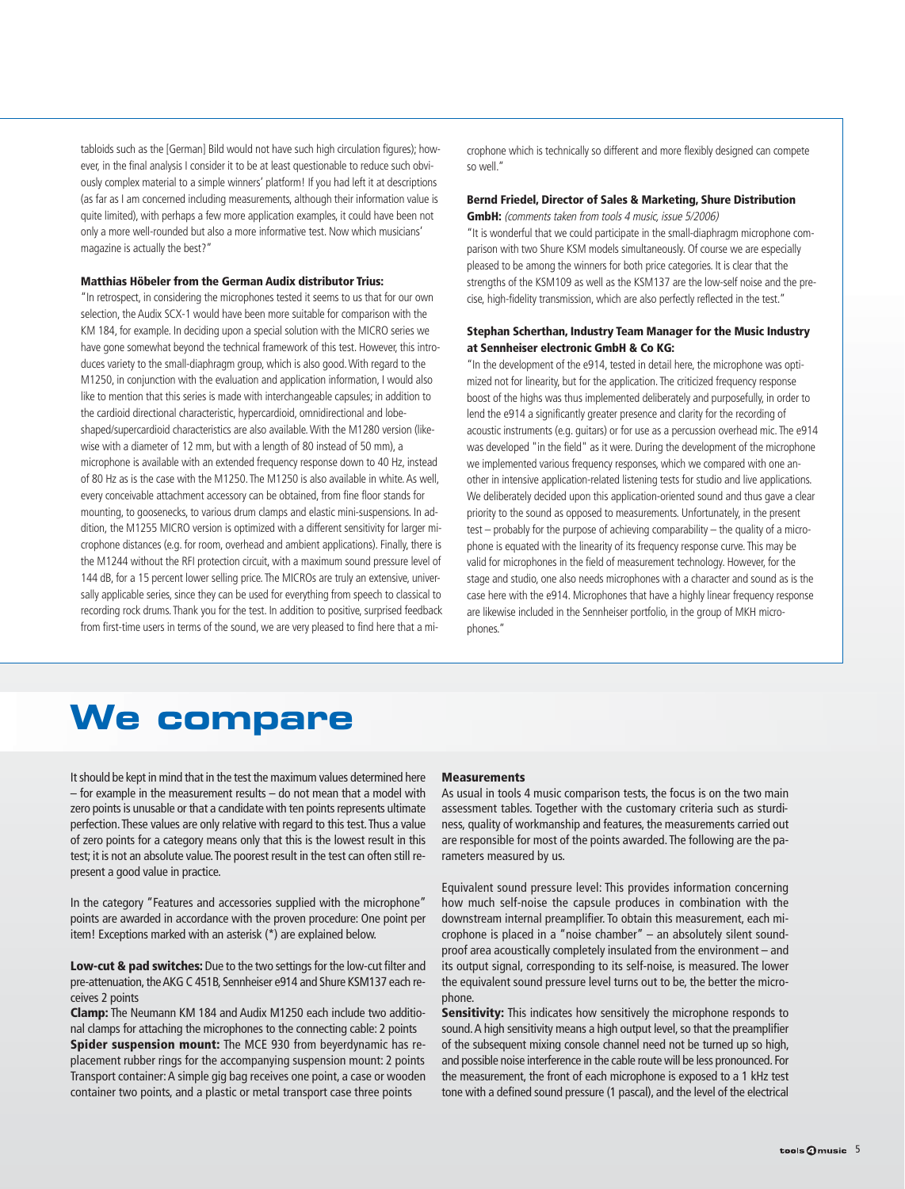tabloids such as the [German] Bild would not have such high circulation figures); however, in the final analysis I consider it to be at least questionable to reduce such obviously complex material to a simple winners' platform! If you had left it at descriptions (as far as I am concerned including measurements, although their information value is quite limited), with perhaps a few more application examples, it could have been not only a more well-rounded but also a more informative test. Now which musicians' magazine is actually the best?"

**Matthias Höbeler from the German Audix distributor Trius:**

"In retrospect, in considering the microphones tested it seems to us that for our own selection, the Audix SCX-1 would have been more suitable for comparison with the KM 184, for example. In deciding upon a special solution with the MICRO series we have gone somewhat beyond the technical framework of this test. However, this introduces variety to the small-diaphragm group, which is also good. With regard to the M1250, in conjunction with the evaluation and application information, I would also like to mention that this series is made with interchangeable capsules; in addition to the cardioid directional characteristic, hypercardioid, omnidirectional and lobe-shaped/supercardioid characteristics are also available. With the M1280 version (likewise with a diameter of 12 mm, but with a length of 80 instead of 50 mm), a microphone is available with an extended frequency response down to 40 Hz, instead of 80 Hz as is the case with the M1250. The M1250 is also available in white. As well, every conceivable attachment accessory can be obtained, from fine floor stands for mounting, to goosenecks, to various drum clamps and elastic mini-suspensions. In addition, the M1255 MICRO version is optimized with a different sensitivity for larger microphone distances (e.g. for room, overhead and ambient applications). Finally, there is the M1244 without the RFI protection circuit, with a maximum sound pressure level of 144 dB, for a 15 percent lower selling price. The MICROs are truly an extensive, universally applicable series, since they can be used for everything from speech to classical to recording rock drums. Thank you for the test. In addition to positive, surprised feedback from first-time users in terms of the sound, we are very pleased to find here that a microphone which is technically so different and more flexibly designed can compete so well."

**Bernd Friedel, Director of Sales & Marketing, Shure Distribution GmbH:** *(comments taken from tools 4 music, issue 5/2006)*

"It is wonderful that we could participate in the small-diaphragm microphone comparison with two Shure KSM models simultaneously. Of course we are especially pleased to be among the winners for both price categories. It is clear that the strengths of the KSM109 as well as the KSM137 are the low-self noise and the precise, high-fidelity transmission, which are also perfectly reflected in the test."

**Stephan Scherthan, Industry Team Manager for the Music Industry at Sennheiser electronic GmbH & Co KG:**

"In the development of the e914, tested in detail here, the microphone was optimized not for linearity, but for the application. The criticized frequency response boost of the highs was thus implemented deliberately and purposefully, in order to lend the e914 a significantly greater presence and clarity for the recording of acoustic instruments (e.g. guitars) or for use as a percussion overhead mic. The e914 was developed "in the field" as it were. During the development of the microphone we implemented various frequency responses, which we compared with one another in intensive application-related listening tests for studio and live applications. We deliberately decided upon this application-oriented sound and thus gave a clear priority to the sound as opposed to measurements. Unfortunately, in the present test – probably for the purpose of achieving comparability – the quality of a microphone is equated with the linearity of its frequency response curve. This may be valid for microphones in the field of measurement technology. However, for the stage and studio, one also needs microphones with a character and sound as is the case here with the e914. Microphones that have a highly linear frequency response are likewise included in the Sennheiser portfolio, in the group of MKH microphones."

# We compare

It should be kept in mind that in the test the maximum values determined here – for example in the measurement results – do not mean that a model with zero points is unusable or that a candidate with ten points represents ultimate perfection. These values are only relative with regard to this test. Thus a value of zero points for a category means only that this is the lowest result in this test; it is not an absolute value. The poorest result in the test can often still represent a good value in practice.

In the category "Features and accessories supplied with the microphone" points are awarded in accordance with the proven procedure: One point per item! Exceptions marked with an asterisk (*) are explained below.

**Low-cut & pad switches:** Due to the two settings for the low-cut filter and pre-attenuation, the AKG C 451B, Sennheiser e914 and Shure KSM137 each receives 2 points

**Clamp:** The Neumann KM 184 and Audix M1250 each include two additional clamps for attaching the microphones to the connecting cable: 2 points

**Spider suspension mount:** The MCE 930 from beyerdynamic has replacement rubber rings for the accompanying suspension mount: 2 points

Transport container: A simple gig bag receives one point, a case or wooden container two points, and a plastic or metal transport case three points

**Measurements**

As usual in tools 4 music comparison tests, the focus is on the two main assessment tables. Together with the customary criteria such as sturdiness, quality of workmanship and features, the measurements carried out are responsible for most of the points awarded. The following are the parameters measured by us.

Equivalent sound pressure level: This provides information concerning how much self-noise the capsule produces in combination with the downstream internal preamplifier. To obtain this measurement, each microphone is placed in a "noise chamber" – an absolutely silent soundproof area acoustically completely insulated from the environment – and its output signal, corresponding to its self-noise, is measured. The lower the equivalent sound pressure level turns out to be, the better the microphone.

**Sensitivity:** This indicates how sensitively the microphone responds to sound. A high sensitivity means a high output level, so that the preamplifier of the subsequent mixing console channel need not be turned up so high, and possible noise interference in the cable route will be less pronounced. For the measurement, the front of each microphone is exposed to a 1 kHz test tone with a defined sound pressure (1 pascal), and the level of the electrical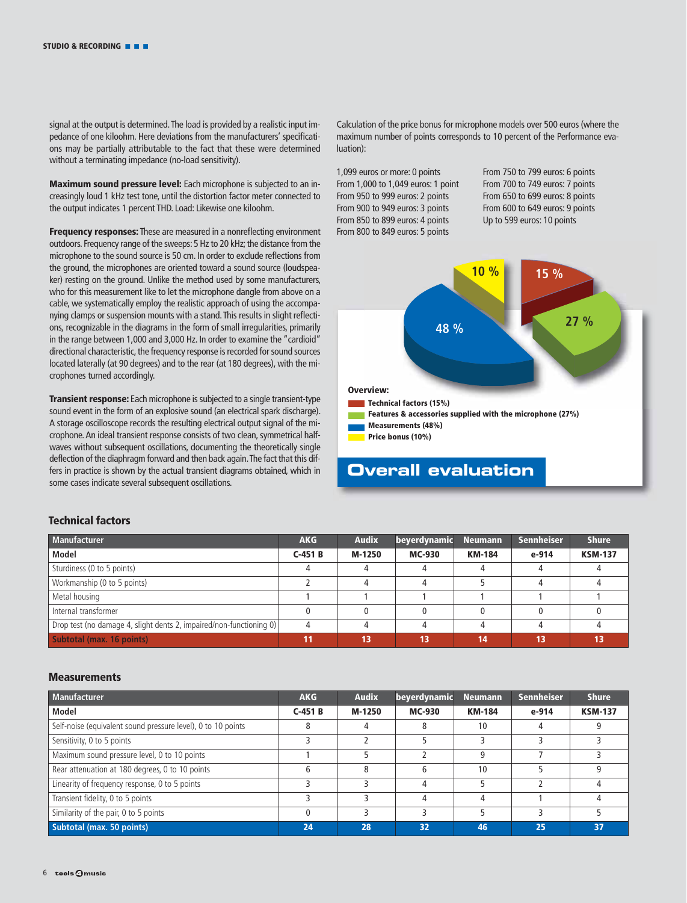signal at the output is determined. The load is provided by a realistic input impedance of one kiloohm. Here deviations from the manufacturers' specifications may be partially attributable to the fact that these were determined without a terminating impedance (no-load sensitivity).

**Maximum sound pressure level:** Each microphone is subjected to an increasingly loud 1 kHz test tone, until the distortion factor meter connected to the output indicates 1 percent THD. Load: Likewise one kiloohm.

**Frequency responses:** These are measured in a nonreflecting environment outdoors. Frequency range of the sweeps: 5 Hz to 20 kHz; the distance from the microphone to the sound source is 50 cm. In order to exclude reflections from the ground, the microphones are oriented toward a sound source (loudspeaker) resting on the ground. Unlike the method used by some manufacturers, who for this measurement like to let the microphone dangle from above on a cable, we systematically employ the realistic approach of using the accompanying clamps or suspension mounts with a stand. This results in slight reflections, recognizable in the diagrams in the form of small irregularities, primarily in the range between 1,000 and 3,000 Hz. In order to examine the "cardioid" directional characteristic, the frequency response is recorded for sound sources located laterally (at 90 degrees) and to the rear (at 180 degrees), with the microphones turned accordingly.

**Transient response:** Each microphone is subjected to a single transient-type sound event in the form of an explosive sound (an electrical spark discharge). A storage oscilloscope records the resulting electrical output signal of the microphone. An ideal transient response consists of two clean, symmetrical half-waves without subsequent oscillations, documenting the theoretically single deflection of the diaphragm forward and then back again. The fact that this differs in practice is shown by the actual transient diagrams obtained, which in some cases indicate several subsequent oscillations.

Calculation of the price bonus for microphone models over 500 euros (where the maximum number of points corresponds to 10 percent of the Performance evaluation):

- 1,099 euros or more: 0 points
- From 1,000 to 1,049 euros: 1 point
- From 950 to 999 euros: 2 points
- From 900 to 949 euros: 3 points
- From 850 to 899 euros: 4 points
- From 800 to 849 euros: 5 points
- From 750 to 799 euros: 6 points
- From 700 to 749 euros: 7 points
- From 650 to 699 euros: 8 points
- From 600 to 649 euros: 9 points
- Up to 599 euros: 10 points

10 %  15 %  27 %  48 %

**Overview:**
- Technical factors (15%)
- Features & accessories supplied with the microphone (27%)
- Measurements (48%)
- Price bonus (10%)

## Overall evaluation

### Technical factors

| Manufacturer | AKG | Audix | beyerdynamic | Neumann | Sennheiser | Shure |
|---|---|---|---|---|---|---|
| **Model** | **C-451 B** | **M-1250** | **MC-930** | **KM-184** | **e-914** | **KSM-137** |
| Sturdiness (0 to 5 points) | 4 | 4 | 4 | 4 | 4 | 4 |
| Workmanship (0 to 5 points) | 2 | 4 | 4 | 5 | 4 | 4 |
| Metal housing | 1 | 1 | 1 | 1 | 1 | 1 |
| Internal transformer | 0 | 0 | 0 | 0 | 0 | 0 |
| Drop test (no damage 4, slight dents 2, impaired/non-functioning 0) | 4 | 4 | 4 | 4 | 4 | 4 |
| **Subtotal (max. 16 points)** | **11** | **13** | **13** | **14** | **13** | **13** |

### Measurements

| Manufacturer | AKG | Audix | beyerdynamic | Neumann | Sennheiser | Shure |
|---|---|---|---|---|---|---|
| **Model** | **C-451 B** | **M-1250** | **MC-930** | **KM-184** | **e-914** | **KSM-137** |
| Self-noise (equivalent sound pressure level), 0 to 10 points | 8 | 4 | 8 | 10 | 4 | 9 |
| Sensitivity, 0 to 5 points | 3 | 2 | 5 | 3 | 3 | 3 |
| Maximum sound pressure level, 0 to 10 points | 1 | 5 | 2 | 9 | 7 | 3 |
| Rear attenuation at 180 degrees, 0 to 10 points | 6 | 8 | 6 | 10 | 5 | 9 |
| Linearity of frequency response, 0 to 5 points | 3 | 3 | 4 | 5 | 2 | 4 |
| Transient fidelity, 0 to 5 points | 3 | 3 | 4 | 4 | 1 | 4 |
| Similarity of the pair, 0 to 5 points | 0 | 3 | 3 | 5 | 3 | 5 |
| **Subtotal (max. 50 points)** | **24** | **28** | **32** | **46** | **25** | **37** |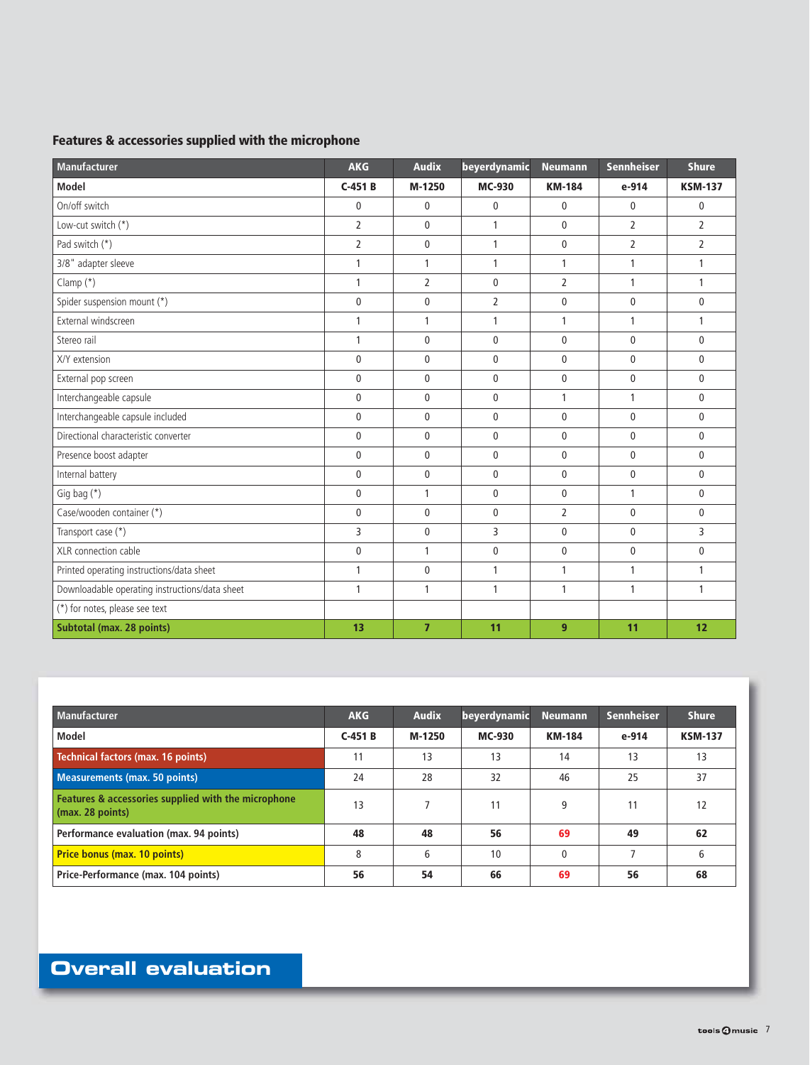### Features & accessories supplied with the microphone

| Manufacturer | AKG | Audix | beyerdynamic | Neumann | Sennheiser | Shure |
|---|---|---|---|---|---|---|
| **Model** | **C-451 B** | **M-1250** | **MC-930** | **KM-184** | **e-914** | **KSM-137** |
| On/off switch | 0 | 0 | 0 | 0 | 0 | 0 |
| Low-cut switch (*) | 2 | 0 | 1 | 0 | 2 | 2 |
| Pad switch (*) | 2 | 0 | 1 | 0 | 2 | 2 |
| 3/8" adapter sleeve | 1 | 1 | 1 | 1 | 1 | 1 |
| Clamp (*) | 1 | 2 | 0 | 2 | 1 | 1 |
| Spider suspension mount (*) | 0 | 0 | 2 | 0 | 0 | 0 |
| External windscreen | 1 | 1 | 1 | 1 | 1 | 1 |
| Stereo rail | 1 | 0 | 0 | 0 | 0 | 0 |
| X/Y extension | 0 | 0 | 0 | 0 | 0 | 0 |
| External pop screen | 0 | 0 | 0 | 0 | 0 | 0 |
| Interchangeable capsule | 0 | 0 | 0 | 1 | 1 | 0 |
| Interchangeable capsule included | 0 | 0 | 0 | 0 | 0 | 0 |
| Directional characteristic converter | 0 | 0 | 0 | 0 | 0 | 0 |
| Presence boost adapter | 0 | 0 | 0 | 0 | 0 | 0 |
| Internal battery | 0 | 0 | 0 | 0 | 0 | 0 |
| Gig bag (*) | 0 | 1 | 0 | 0 | 1 | 0 |
| Case/wooden container (*) | 0 | 0 | 0 | 2 | 0 | 0 |
| Transport case (*) | 3 | 0 | 3 | 0 | 0 | 3 |
| XLR connection cable | 0 | 1 | 0 | 0 | 0 | 0 |
| Printed operating instructions/data sheet | 1 | 0 | 1 | 1 | 1 | 1 |
| Downloadable operating instructions/data sheet | 1 | 1 | 1 | 1 | 1 | 1 |
| (*) for notes, please see text | | | | | | |
| **Subtotal (max. 28 points)** | **13** | **7** | **11** | **9** | **11** | **12** |

| Manufacturer | AKG | Audix | beyerdynamic | Neumann | Sennheiser | Shure |
|---|---|---|---|---|---|---|
| **Model** | **C-451 B** | **M-1250** | **MC-930** | **KM-184** | **e-914** | **KSM-137** |
| **Technical factors (max. 16 points)** | 11 | 13 | 13 | 14 | 13 | 13 |
| **Measurements (max. 50 points)** | 24 | 28 | 32 | 46 | 25 | 37 |
| **Features & accessories supplied with the microphone (max. 28 points)** | 13 | 7 | 11 | 9 | 11 | 12 |
| **Performance evaluation (max. 94 points)** | **48** | **48** | **56** | **69** | **49** | **62** |
| **Price bonus (max. 10 points)** | 8 | 6 | 10 | 0 | 7 | 6 |
| **Price-Performance (max. 104 points)** | **56** | **54** | **66** | **69** | **56** | **68** |

## Overall evaluation